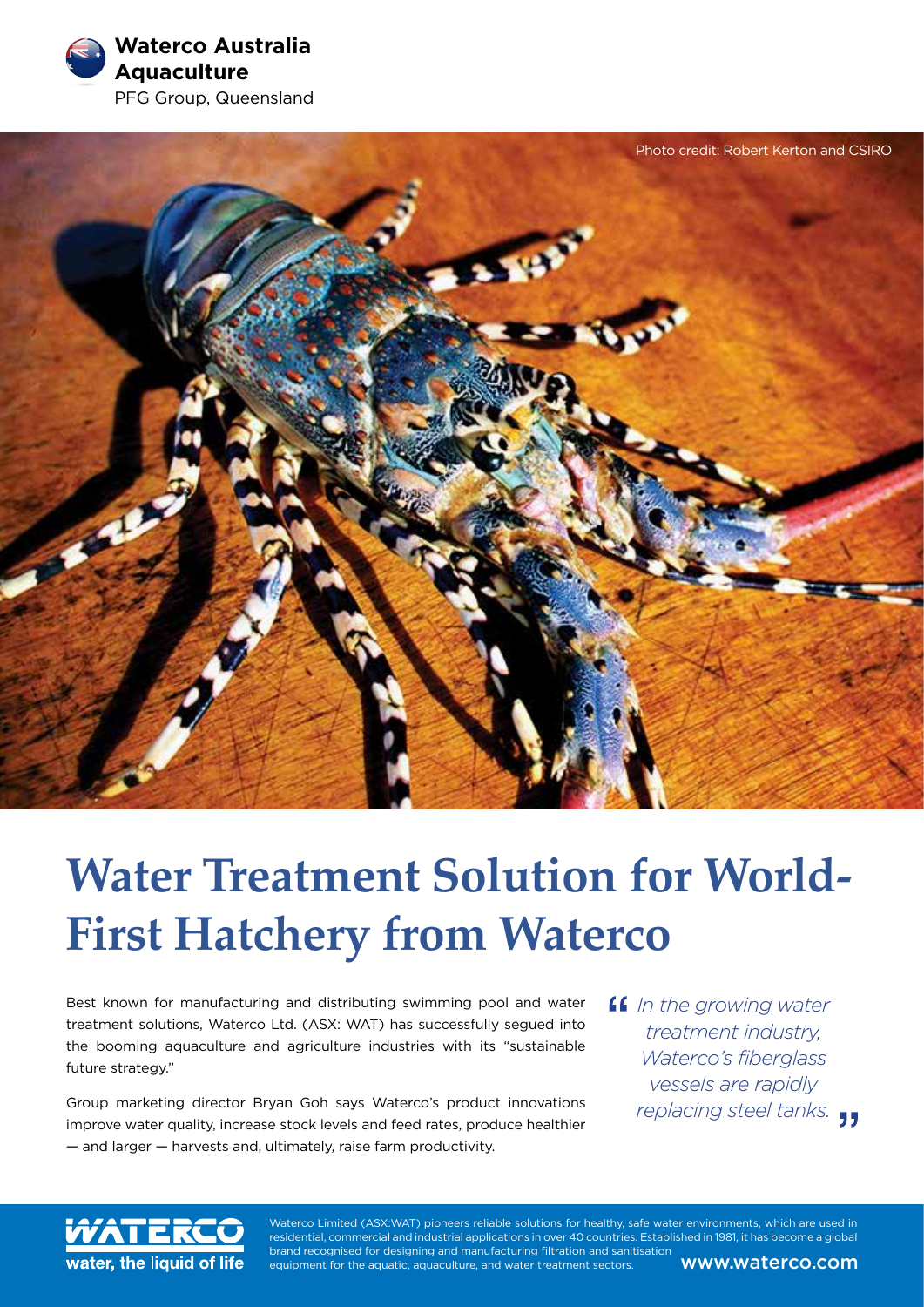**Waterco Australia Aquaculture**

PFG Group, Queensland

Photo credit: Robert Kerton and CSIRO

# Water Treatment Solution for World-First Hatchery from Waterco

Best known for manufacturing and distributing swimming pool and water treatment solutions, Waterco Ltd. (ASX: WAT) has successfully segued into the booming aquaculture and agriculture industries with its "sustainable future strategy."

Group marketing director Bryan Goh says Waterco's product innovations improve water quality, increase stock levels and feed rates, produce healthier — and larger — harvests and, ultimately, raise farm productivity.

> *"In the growing water treatment industry, Waterco's fiberglass vessels are rapidly replacing steel tanks."*

**WATERCO** water, the liquid of life

Waterco Limited (ASX:WAT) pioneers reliable solutions for healthy, safe water environments, which are used in residential, commercial and industrial applications in over 40 countries. Established in 1981, it has become a global brand recognised for designing and manufacturing filtration and sanitisation equipment for the aquatic, aquaculture, and water treatment sectors.

www.waterco.com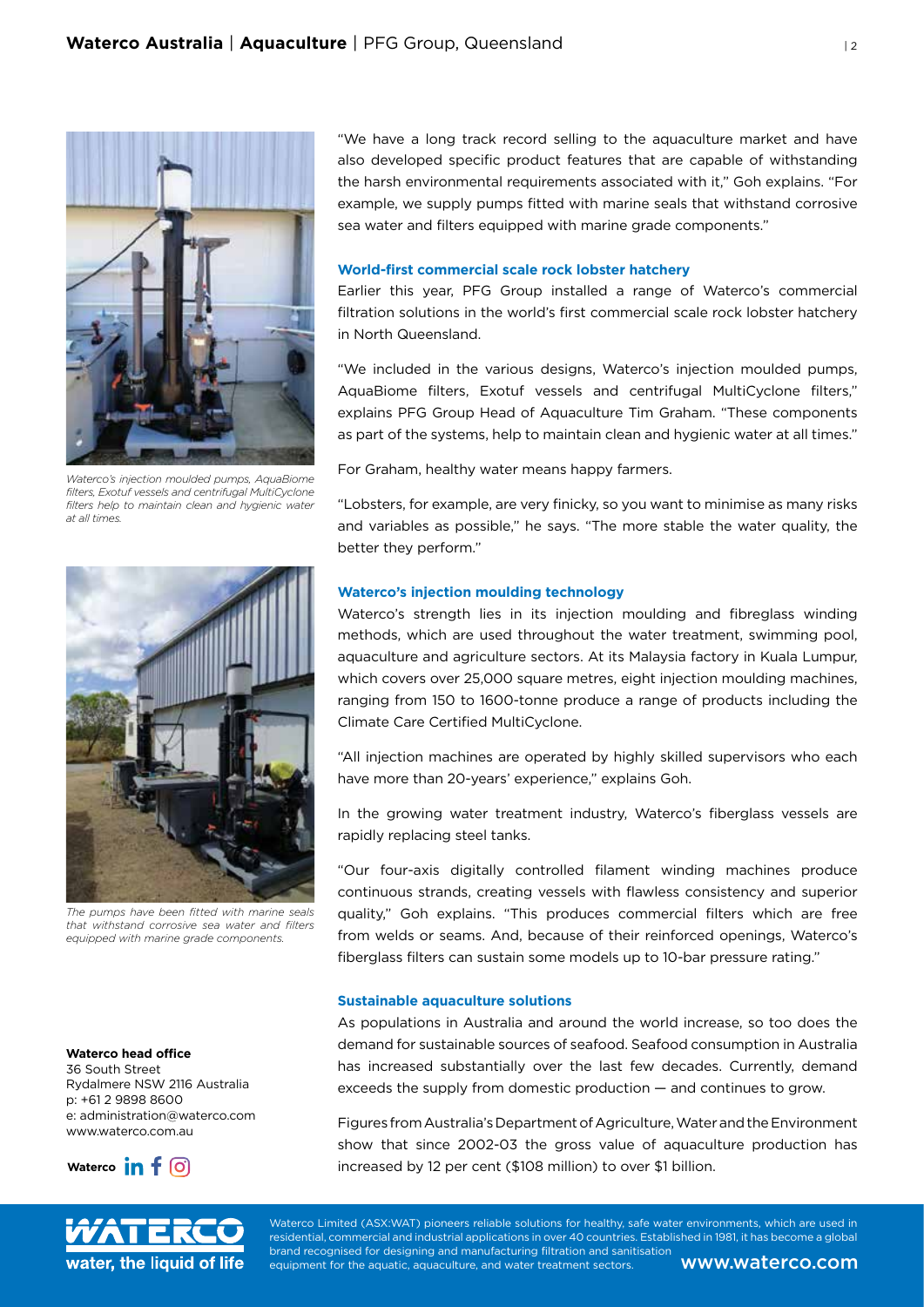"We have a long track record selling to the aquaculture market and have also developed specific product features that are capable of withstanding the harsh environmental requirements associated with it," Goh explains. "For example, we supply pumps fitted with marine seals that withstand corrosive sea water and filters equipped with marine grade components."

### World-first commercial scale rock lobster hatchery

Earlier this year, PFG Group installed a range of Waterco's commercial filtration solutions in the world's first commercial scale rock lobster hatchery in North Queensland.

"We included in the various designs, Waterco's injection moulded pumps, AquaBiome filters, Exotuf vessels and centrifugal MultiCyclone filters," explains PFG Group Head of Aquaculture Tim Graham. "These components as part of the systems, help to maintain clean and hygienic water at all times."

For Graham, healthy water means happy farmers.

"Lobsters, for example, are very finicky, so you want to minimise as many risks and variables as possible," he says. "The more stable the water quality, the better they perform."

### Waterco's injection moulding technology

Waterco's strength lies in its injection moulding and fibreglass winding methods, which are used throughout the water treatment, swimming pool, aquaculture and agriculture sectors. At its Malaysia factory in Kuala Lumpur, which covers over 25,000 square metres, eight injection moulding machines, ranging from 150 to 1600-tonne produce a range of products including the Climate Care Certified MultiCyclone.

"All injection machines are operated by highly skilled supervisors who each have more than 20-years' experience," explains Goh.

In the growing water treatment industry, Waterco's fiberglass vessels are rapidly replacing steel tanks.

"Our four-axis digitally controlled filament winding machines produce continuous strands, creating vessels with flawless consistency and superior quality," Goh explains. "This produces commercial filters which are free from welds or seams. And, because of their reinforced openings, Waterco's fiberglass filters can sustain some models up to 10-bar pressure rating."

### Sustainable aquaculture solutions

As populations in Australia and around the world increase, so too does the demand for sustainable sources of seafood. Seafood consumption in Australia has increased substantially over the last few decades. Currently, demand exceeds the supply from domestic production — and continues to grow.

Figures from Australia's Department of Agriculture, Water and the Environment show that since 2002-03 the gross value of aquaculture production has increased by 12 per cent ($108 million) to over $1 billion.

*Waterco's injection moulded pumps, AquaBiome filters, Exotuf vessels and centrifugal MultiCyclone filters help to maintain clean and hygienic water at all times.*

*The pumps have been fitted with marine seals that withstand corrosive sea water and filters equipped with marine grade components.*

**Waterco head office**
36 South Street
Rydalmere NSW 2116 Australia
p: +61 2 9898 8600
e: administration@waterco.com
www.waterco.com.au

Waterco

WATERCO water, the liquid of life

Waterco Limited (ASX:WAT) pioneers reliable solutions for healthy, safe water environments, which are used in residential, commercial and industrial applications in over 40 countries. Established in 1981, it has become a global brand recognised for designing and manufacturing filtration and sanitisation equipment for the aquatic, aquaculture, and water treatment sectors.

www.waterco.com